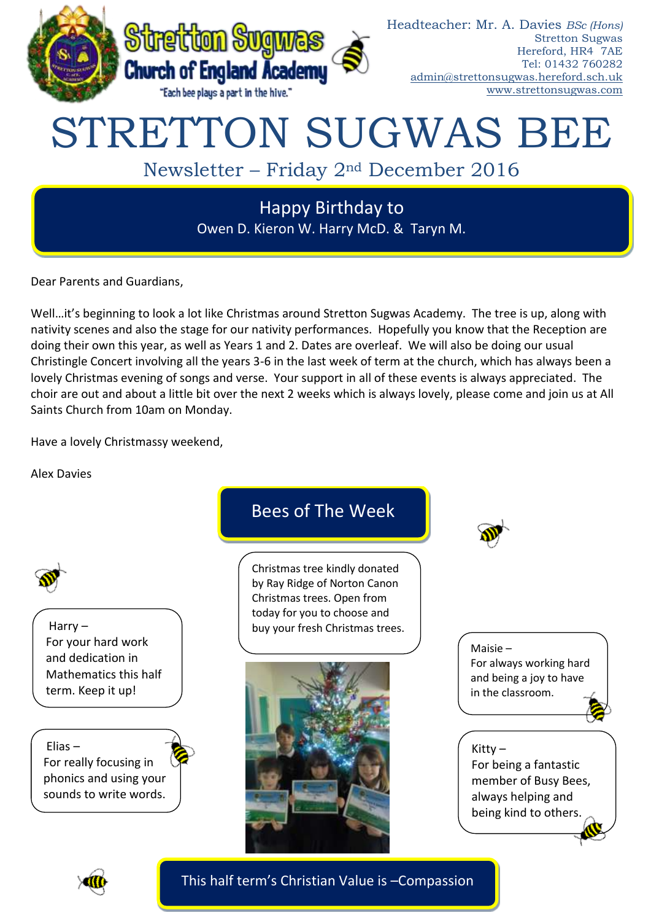Stretton Sugwas Church of England Academy

"Each bee plays a part in the hive."

Headteacher: Mr. A. Davies *BSc (Hons)*
Stretton Sugwas
Hereford, HR4 7AE
Tel: 01432 760282
admin@strettonsugwas.hereford.sch.uk
www.strettonsugwas.com

# STRETTON SUGWAS BEE

## Newsletter – Friday 2nd December 2016

**Happy Birthday to**
Owen D. Kieron W. Harry McD. & Taryn M.

Dear Parents and Guardians,

Well…it's beginning to look a lot like Christmas around Stretton Sugwas Academy. The tree is up, along with nativity scenes and also the stage for our nativity performances. Hopefully you know that the Reception are doing their own this year, as well as Years 1 and 2. Dates are overleaf. We will also be doing our usual Christingle Concert involving all the years 3-6 in the last week of term at the church, which has always been a lovely Christmas evening of songs and verse. Your support in all of these events is always appreciated. The choir are out and about a little bit over the next 2 weeks which is always lovely, please come and join us at All Saints Church from 10am on Monday.

Have a lovely Christmassy weekend,

Alex Davies

## Bees of The Week

Harry –
For your hard work and dedication in Mathematics this half term. Keep it up!

Elias –
For really focusing in phonics and using your sounds to write words.

Christmas tree kindly donated by Ray Ridge of Norton Canon Christmas trees. Open from today for you to choose and buy your fresh Christmas trees.

Maisie –
For always working hard and being a joy to have in the classroom.

Kitty –
For being a fantastic member of Busy Bees, always helping and being kind to others.

**This half term's Christian Value is –Compassion**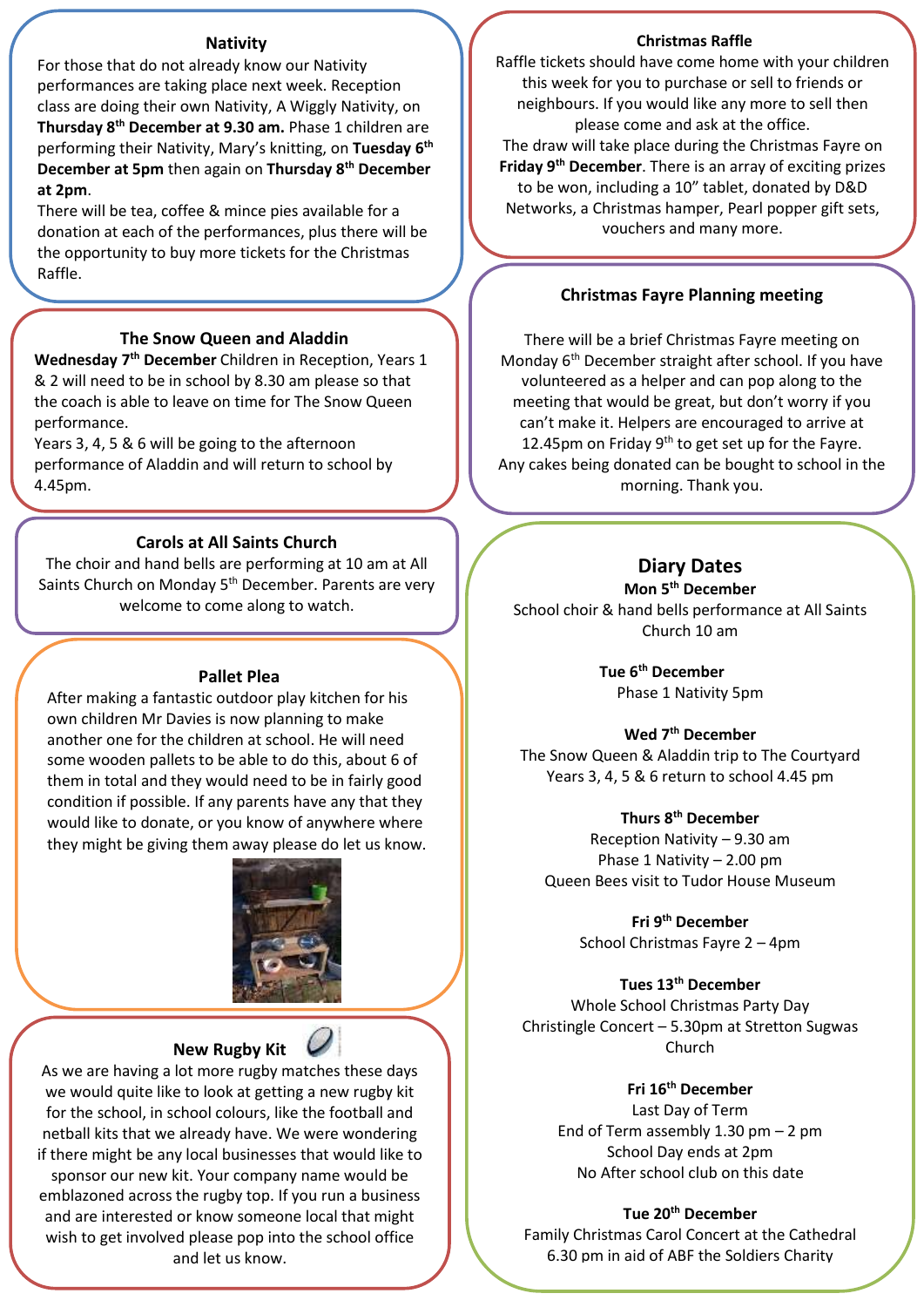## Nativity

For those that do not already know our Nativity performances are taking place next week. Reception class are doing their own Nativity, A Wiggly Nativity, on **Thursday 8th December at 9.30 am.** Phase 1 children are performing their Nativity, Mary's knitting, on **Tuesday 6th December at 5pm** then again on **Thursday 8th December at 2pm**.

There will be tea, coffee & mince pies available for a donation at each of the performances, plus there will be the opportunity to buy more tickets for the Christmas Raffle.

## The Snow Queen and Aladdin

**Wednesday 7th December** Children in Reception, Years 1 & 2 will need to be in school by 8.30 am please so that the coach is able to leave on time for The Snow Queen performance.

Years 3, 4, 5 & 6 will be going to the afternoon performance of Aladdin and will return to school by 4.45pm.

## Carols at All Saints Church

The choir and hand bells are performing at 10 am at All Saints Church on Monday 5th December. Parents are very welcome to come along to watch.

## Pallet Plea

After making a fantastic outdoor play kitchen for his own children Mr Davies is now planning to make another one for the children at school. He will need some wooden pallets to be able to do this, about 6 of them in total and they would need to be in fairly good condition if possible. If any parents have any that they would like to donate, or you know of anywhere where they might be giving them away please do let us know.

## New Rugby Kit

As we are having a lot more rugby matches these days we would quite like to look at getting a new rugby kit for the school, in school colours, like the football and netball kits that we already have. We were wondering if there might be any local businesses that would like to sponsor our new kit. Your company name would be emblazoned across the rugby top. If you run a business and are interested or know someone local that might wish to get involved please pop into the school office and let us know.

## Christmas Raffle

Raffle tickets should have come home with your children this week for you to purchase or sell to friends or neighbours. If you would like any more to sell then please come and ask at the office.

The draw will take place during the Christmas Fayre on **Friday 9th December**. There is an array of exciting prizes to be won, including a 10" tablet, donated by D&D Networks, a Christmas hamper, Pearl popper gift sets, vouchers and many more.

## Christmas Fayre Planning meeting

There will be a brief Christmas Fayre meeting on Monday 6th December straight after school. If you have volunteered as a helper and can pop along to the meeting that would be great, but don't worry if you can't make it. Helpers are encouraged to arrive at 12.45pm on Friday 9th to get set up for the Fayre. Any cakes being donated can be bought to school in the morning. Thank you.

## Diary Dates

**Mon 5th December**
School choir & hand bells performance at All Saints Church 10 am

**Tue 6th December**
Phase 1 Nativity 5pm

**Wed 7th December**
The Snow Queen & Aladdin trip to The Courtyard
Years 3, 4, 5 & 6 return to school 4.45 pm

**Thurs 8th December**
Reception Nativity – 9.30 am
Phase 1 Nativity – 2.00 pm
Queen Bees visit to Tudor House Museum

**Fri 9th December**
School Christmas Fayre 2 – 4pm

**Tues 13th December**
Whole School Christmas Party Day
Christingle Concert – 5.30pm at Stretton Sugwas Church

**Fri 16th December**
Last Day of Term
End of Term assembly 1.30 pm – 2 pm
School Day ends at 2pm
No After school club on this date

**Tue 20th December**
Family Christmas Carol Concert at the Cathedral
6.30 pm in aid of ABF the Soldiers Charity